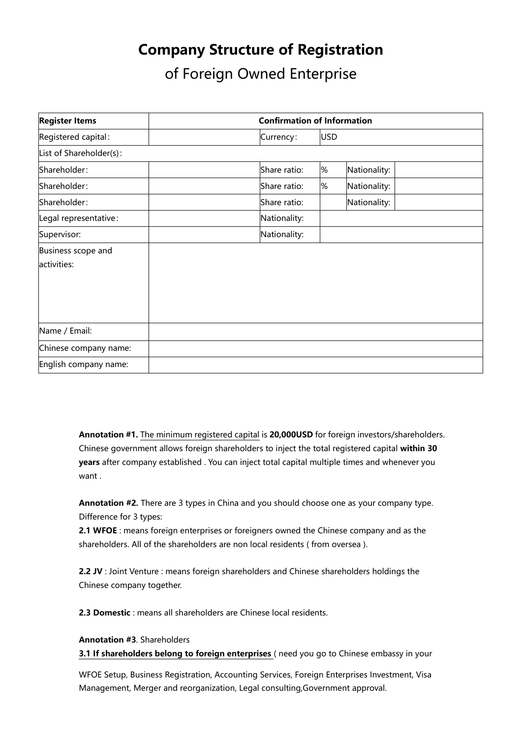# Company Structure of Registration

## of Foreign Owned Enterprise

| Register Items | Confirmation of Information | | | | |
|---|---|---|---|---|---|
| Registered capital： | | Currency： | USD | | |
| List of Shareholder(s)： | | | | | |
| Shareholder： | | Share ratio: | % | Nationality: | |
| Shareholder： | | Share ratio: | % | Nationality: | |
| Shareholder： | | Share ratio: | | Nationality: | |
| Legal representative： | | Nationality: | | | |
| Supervisor: | | Nationality: | | | |
| Business scope and activities: | | | | | |
| Name / Email: | | | | | |
| Chinese company name: | | | | | |
| English company name: | | | | | |

**Annotation #1.** The minimum registered capital is **20,000USD** for foreign investors/shareholders. Chinese government allows foreign shareholders to inject the total registered capital **within 30 years** after company established . You can inject total capital multiple times and whenever you want .

**Annotation #2.** There are 3 types in China and you should choose one as your company type. Difference for 3 types:

**2.1 WFOE** : means foreign enterprises or foreigners owned the Chinese company and as the shareholders. All of the shareholders are non local residents ( from oversea ).

**2.2 JV** : Joint Venture : means foreign shareholders and Chinese shareholders holdings the Chinese company together.

**2.3 Domestic** : means all shareholders are Chinese local residents.

**Annotation #3**. Shareholders

**3.1 If shareholders belong to foreign enterprises** ( need you go to Chinese embassy in your

WFOE Setup, Business Registration, Accounting Services, Foreign Enterprises Investment, Visa Management, Merger and reorganization, Legal consulting,Government approval.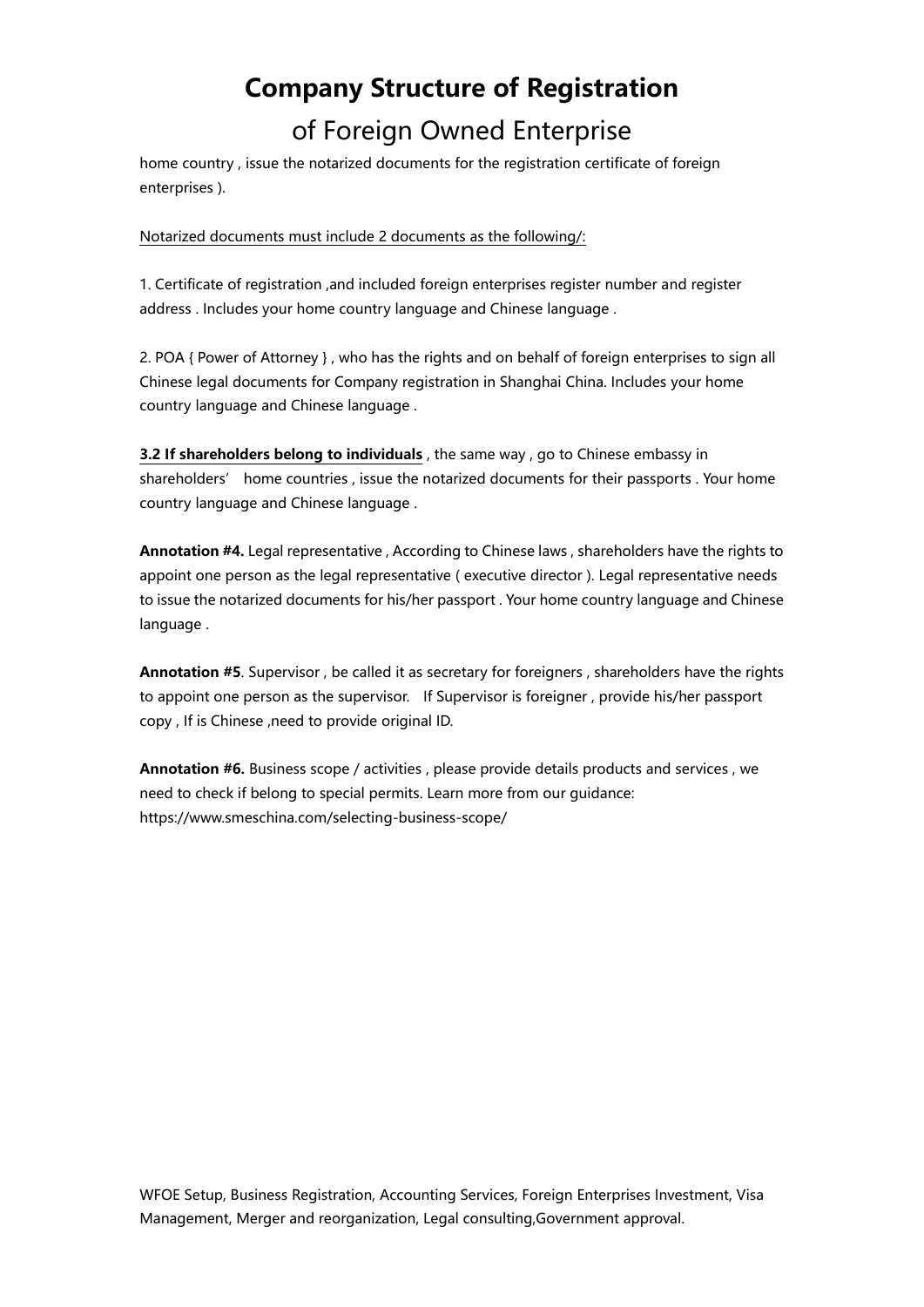home country , issue the notarized documents for the registration certificate of foreign enterprises ).

<u>Notarized documents must include 2 documents as the following/:</u>

1. Certificate of registration ,and included foreign enterprises register number and register address . Includes your home country language and Chinese language .

2. POA { Power of Attorney } , who has the rights and on behalf of foreign enterprises to sign all Chinese legal documents for Company registration in Shanghai China. Includes your home country language and Chinese language .

**<u>3.2 If shareholders belong to individuals</u>** , the same way , go to Chinese embassy in shareholders' home countries , issue the notarized documents for their passports . Your home country language and Chinese language .

**Annotation #4.** Legal representative , According to Chinese laws , shareholders have the rights to appoint one person as the legal representative ( executive director ). Legal representative needs to issue the notarized documents for his/her passport . Your home country language and Chinese language .

**Annotation #5**. Supervisor , be called it as secretary for foreigners , shareholders have the rights to appoint one person as the supervisor. If Supervisor is foreigner , provide his/her passport copy , If is Chinese ,need to provide original ID.

**Annotation #6.** Business scope / activities , please provide details products and services , we need to check if belong to special permits. Learn more from our guidance: https://www.smeschina.com/selecting-business-scope/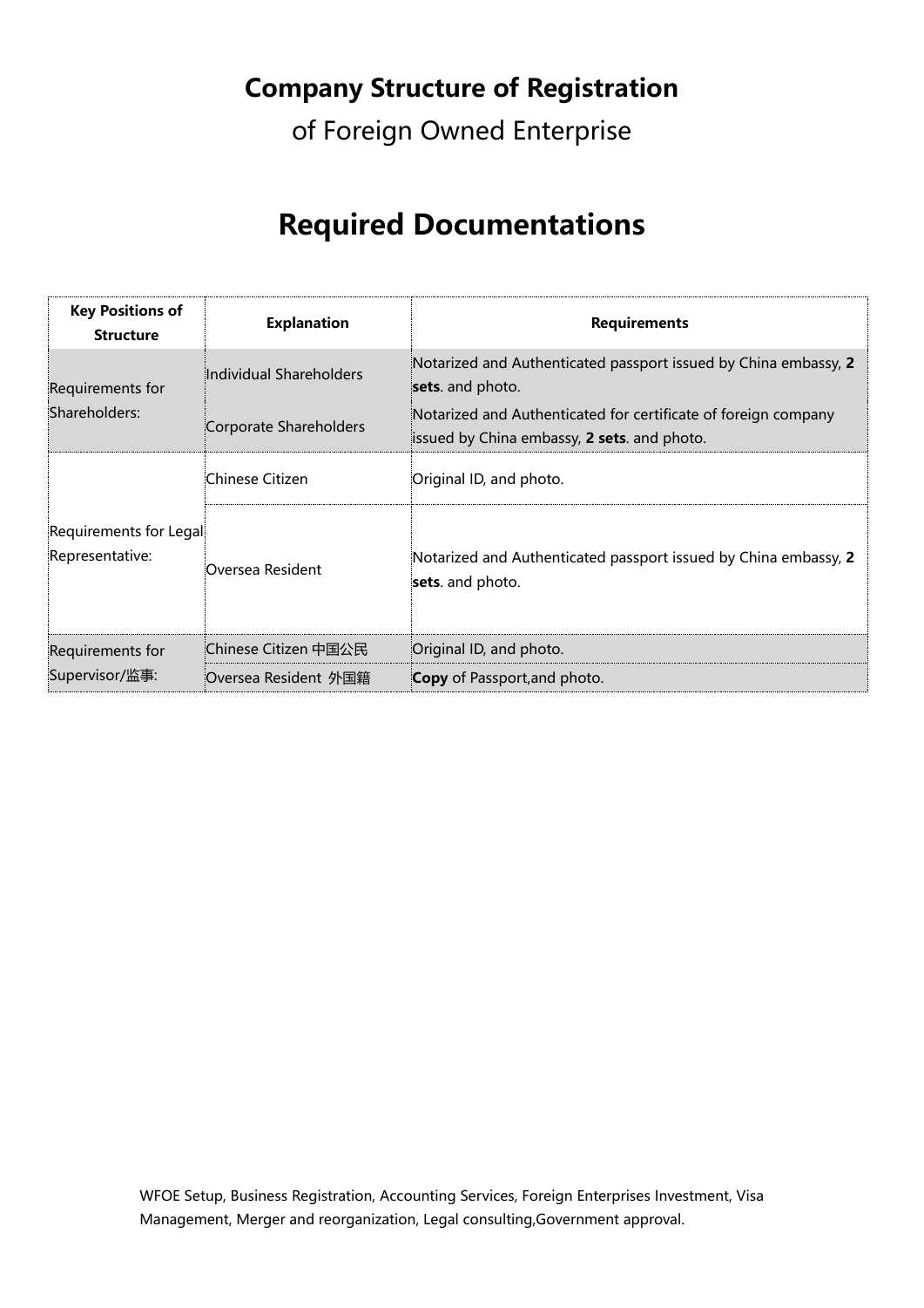# Company Structure of Registration

of Foreign Owned Enterprise

## Required Documentations

| Key Positions of Structure | Explanation | Requirements |
|---|---|---|
| Requirements for Shareholders: | Individual Shareholders | Notarized and Authenticated passport issued by China embassy, **2 sets**. and photo. |
| | Corporate Shareholders | Notarized and Authenticated for certificate of foreign company issued by China embassy, **2 sets**. and photo. |
| Requirements for Legal Representative: | Chinese Citizen | Original ID, and photo. |
| | Oversea Resident | Notarized and Authenticated passport issued by China embassy, **2 sets**. and photo. |
| Requirements for Supervisor/监事: | Chinese Citizen 中国公民 | Original ID, and photo. |
| | Oversea Resident 外国籍 | **Copy** of Passport,and photo. |

WFOE Setup, Business Registration, Accounting Services, Foreign Enterprises Investment, Visa Management, Merger and reorganization, Legal consulting,Government approval.